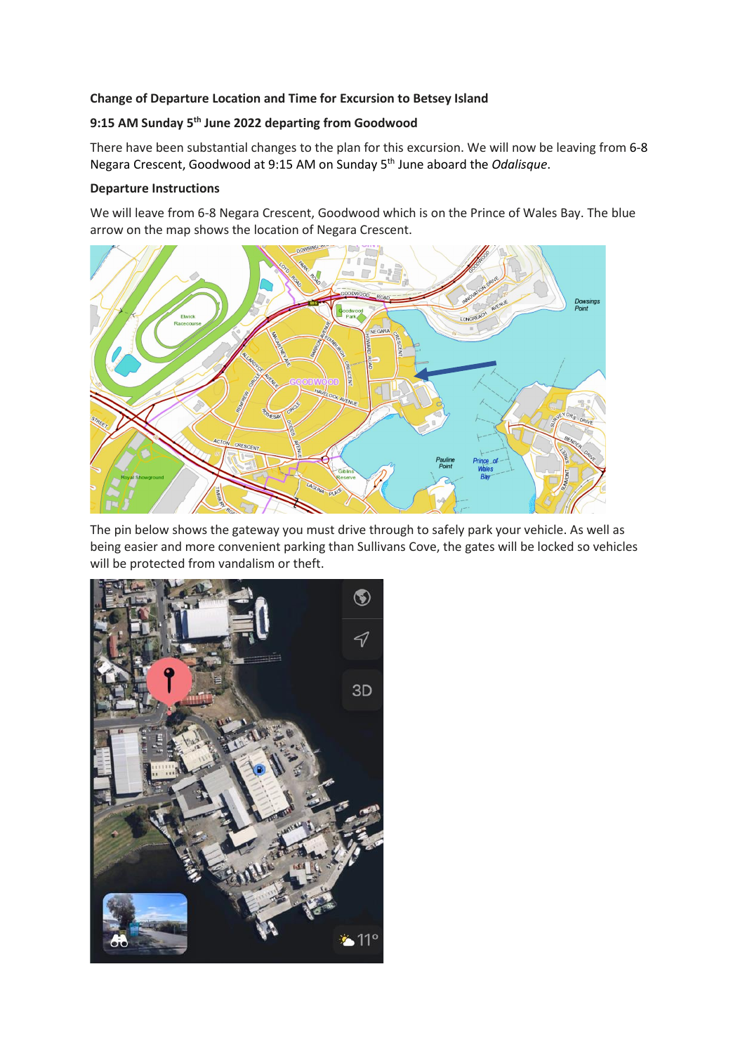**Change of Departure Location and Time for Excursion to Betsey Island**

**9:15 AM Sunday 5th June 2022 departing from Goodwood**

There have been substantial changes to the plan for this excursion. We will now be leaving from 6-8 Negara Crescent, Goodwood at 9:15 AM on Sunday 5th June aboard the *Odalisque*.

**Departure Instructions**

We will leave from 6-8 Negara Crescent, Goodwood which is on the Prince of Wales Bay. The blue arrow on the map shows the location of Negara Crescent.

The pin below shows the gateway you must drive through to safely park your vehicle. As well as being easier and more convenient parking than Sullivans Cove, the gates will be locked so vehicles will be protected from vandalism or theft.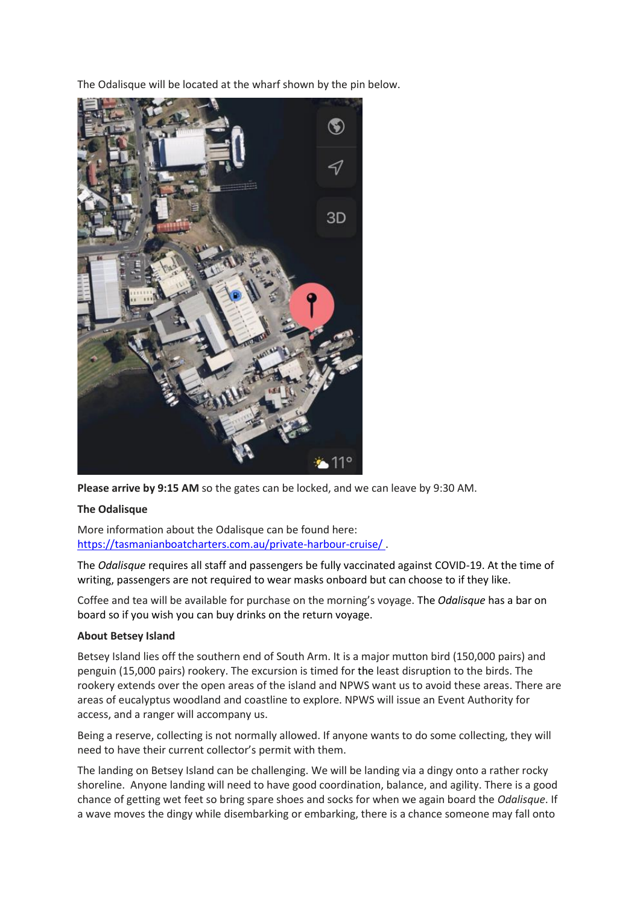The Odalisque will be located at the wharf shown by the pin below.

**Please arrive by 9:15 AM** so the gates can be locked, and we can leave by 9:30 AM.

**The Odalisque**

More information about the Odalisque can be found here: https://tasmanianboatcharters.com.au/private-harbour-cruise/ .

The *Odalisque* requires all staff and passengers be fully vaccinated against COVID-19. At the time of writing, passengers are not required to wear masks onboard but can choose to if they like.

Coffee and tea will be available for purchase on the morning's voyage. The *Odalisque* has a bar on board so if you wish you can buy drinks on the return voyage.

**About Betsey Island**

Betsey Island lies off the southern end of South Arm. It is a major mutton bird (150,000 pairs) and penguin (15,000 pairs) rookery. The excursion is timed for the least disruption to the birds. The rookery extends over the open areas of the island and NPWS want us to avoid these areas. There are areas of eucalyptus woodland and coastline to explore. NPWS will issue an Event Authority for access, and a ranger will accompany us.

Being a reserve, collecting is not normally allowed. If anyone wants to do some collecting, they will need to have their current collector's permit with them.

The landing on Betsey Island can be challenging. We will be landing via a dingy onto a rather rocky shoreline. Anyone landing will need to have good coordination, balance, and agility. There is a good chance of getting wet feet so bring spare shoes and socks for when we again board the *Odalisque*. If a wave moves the dingy while disembarking or embarking, there is a chance someone may fall onto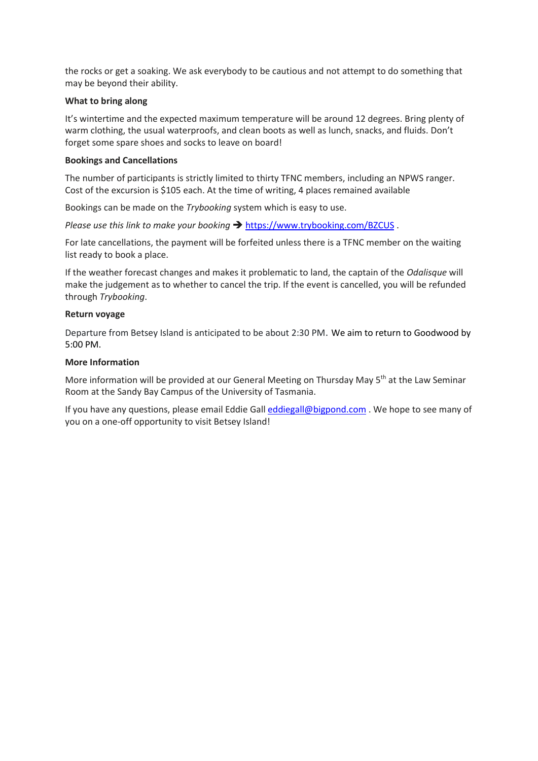the rocks or get a soaking. We ask everybody to be cautious and not attempt to do something that may be beyond their ability.

**What to bring along**

It's wintertime and the expected maximum temperature will be around 12 degrees. Bring plenty of warm clothing, the usual waterproofs, and clean boots as well as lunch, snacks, and fluids. Don't forget some spare shoes and socks to leave on board!

**Bookings and Cancellations**

The number of participants is strictly limited to thirty TFNC members, including an NPWS ranger. Cost of the excursion is $105 each. At the time of writing, 4 places remained available

Bookings can be made on the *Trybooking* system which is easy to use.

*Please use this link to make your booking* ➔ https://www.trybooking.com/BZCUS .

For late cancellations, the payment will be forfeited unless there is a TFNC member on the waiting list ready to book a place.

If the weather forecast changes and makes it problematic to land, the captain of the *Odalisque* will make the judgement as to whether to cancel the trip. If the event is cancelled, you will be refunded through *Trybooking*.

**Return voyage**

Departure from Betsey Island is anticipated to be about 2:30 PM. We aim to return to Goodwood by 5:00 PM.

**More Information**

More information will be provided at our General Meeting on Thursday May 5th at the Law Seminar Room at the Sandy Bay Campus of the University of Tasmania.

If you have any questions, please email Eddie Gall eddiegall@bigpond.com . We hope to see many of you on a one-off opportunity to visit Betsey Island!